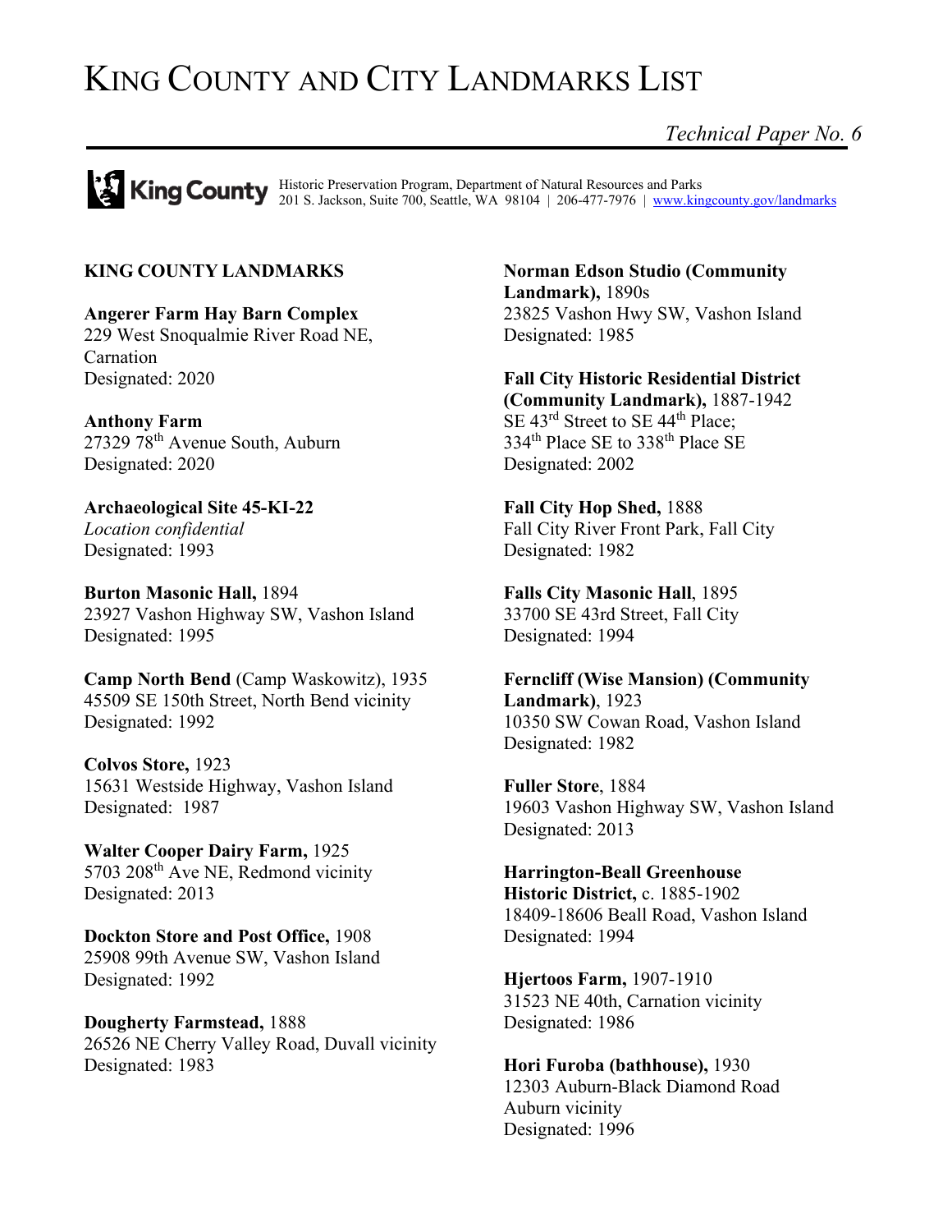# KING COUNTY AND CITY LANDMARKS LIST

*Technical Paper No. 6*

King County — Historic Preservation Program, Department of Natural Resources and Parks
201 S. Jackson, Suite 700, Seattle, WA 98104 | 206-477-7976 | www.kingcounty.gov/landmarks

## KING COUNTY LANDMARKS

**Angerer Farm Hay Barn Complex**
229 West Snoqualmie River Road NE, Carnation
Designated: 2020

**Anthony Farm**
27329 78th Avenue South, Auburn
Designated: 2020

**Archaeological Site 45-KI-22**
*Location confidential*
Designated: 1993

**Burton Masonic Hall,** 1894
23927 Vashon Highway SW, Vashon Island
Designated: 1995

**Camp North Bend** (Camp Waskowitz), 1935
45509 SE 150th Street, North Bend vicinity
Designated: 1992

**Colvos Store,** 1923
15631 Westside Highway, Vashon Island
Designated: 1987

**Walter Cooper Dairy Farm,** 1925
5703 208th Ave NE, Redmond vicinity
Designated: 2013

**Dockton Store and Post Office,** 1908
25908 99th Avenue SW, Vashon Island
Designated: 1992

**Dougherty Farmstead,** 1888
26526 NE Cherry Valley Road, Duvall vicinity
Designated: 1983

**Norman Edson Studio (Community Landmark),** 1890s
23825 Vashon Hwy SW, Vashon Island
Designated: 1985

**Fall City Historic Residential District (Community Landmark),** 1887-1942
SE 43rd Street to SE 44th Place;
334th Place SE to 338th Place SE
Designated: 2002

**Fall City Hop Shed,** 1888
Fall City River Front Park, Fall City
Designated: 1982

**Falls City Masonic Hall**, 1895
33700 SE 43rd Street, Fall City
Designated: 1994

**Ferncliff (Wise Mansion) (Community Landmark)**, 1923
10350 SW Cowan Road, Vashon Island
Designated: 1982

**Fuller Store**, 1884
19603 Vashon Highway SW, Vashon Island
Designated: 2013

**Harrington-Beall Greenhouse Historic District,** c. 1885-1902
18409-18606 Beall Road, Vashon Island
Designated: 1994

**Hjertoos Farm,** 1907-1910
31523 NE 40th, Carnation vicinity
Designated: 1986

**Hori Furoba (bathhouse),** 1930
12303 Auburn-Black Diamond Road
Auburn vicinity
Designated: 1996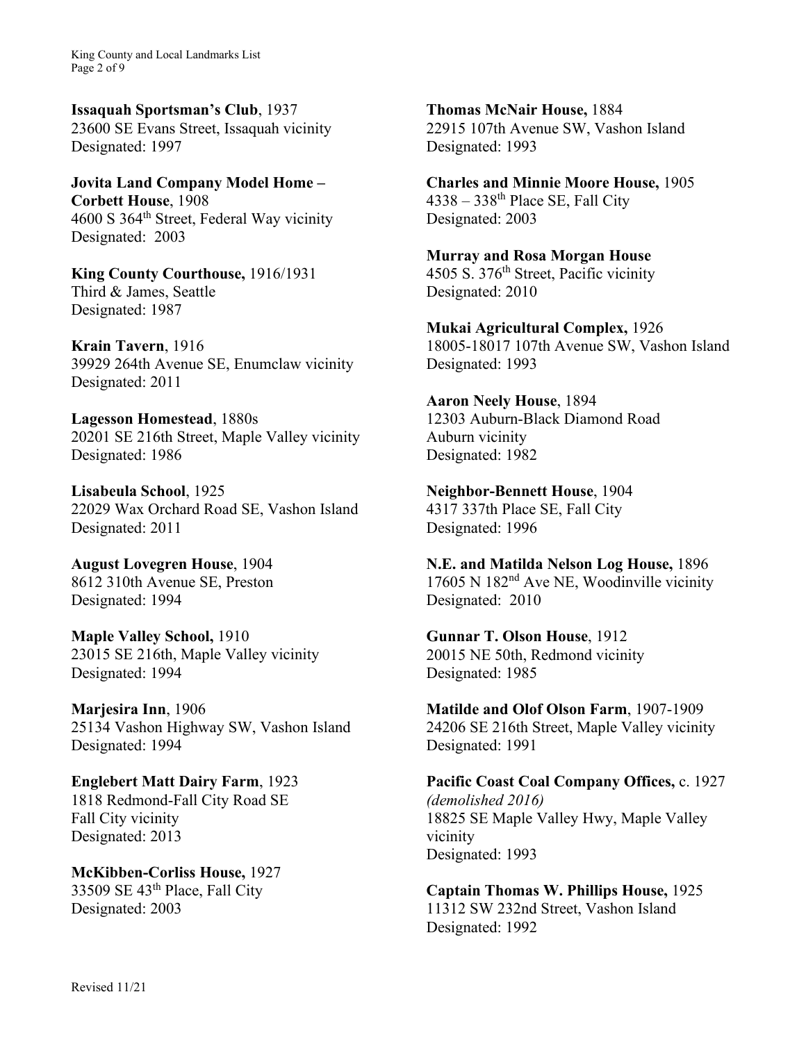**Issaquah Sportsman's Club**, 1937
23600 SE Evans Street, Issaquah vicinity
Designated: 1997

**Jovita Land Company Model Home – Corbett House**, 1908
4600 S 364th Street, Federal Way vicinity
Designated: 2003

**King County Courthouse,** 1916/1931
Third & James, Seattle
Designated: 1987

**Krain Tavern**, 1916
39929 264th Avenue SE, Enumclaw vicinity
Designated: 2011

**Lagesson Homestead**, 1880s
20201 SE 216th Street, Maple Valley vicinity
Designated: 1986

**Lisabeula School**, 1925
22029 Wax Orchard Road SE, Vashon Island
Designated: 2011

**August Lovegren House**, 1904
8612 310th Avenue SE, Preston
Designated: 1994

**Maple Valley School,** 1910
23015 SE 216th, Maple Valley vicinity
Designated: 1994

**Marjesira Inn**, 1906
25134 Vashon Highway SW, Vashon Island
Designated: 1994

**Englebert Matt Dairy Farm**, 1923
1818 Redmond-Fall City Road SE
Fall City vicinity
Designated: 2013

**McKibben-Corliss House,** 1927
33509 SE 43th Place, Fall City
Designated: 2003

**Thomas McNair House,** 1884
22915 107th Avenue SW, Vashon Island
Designated: 1993

**Charles and Minnie Moore House,** 1905
4338 – 338th Place SE, Fall City
Designated: 2003

**Murray and Rosa Morgan House**
4505 S. 376th Street, Pacific vicinity
Designated: 2010

**Mukai Agricultural Complex,** 1926
18005-18017 107th Avenue SW, Vashon Island
Designated: 1993

**Aaron Neely House**, 1894
12303 Auburn-Black Diamond Road
Auburn vicinity
Designated: 1982

**Neighbor-Bennett House**, 1904
4317 337th Place SE, Fall City
Designated: 1996

**N.E. and Matilda Nelson Log House,** 1896
17605 N 182nd Ave NE, Woodinville vicinity
Designated: 2010

**Gunnar T. Olson House**, 1912
20015 NE 50th, Redmond vicinity
Designated: 1985

**Matilde and Olof Olson Farm**, 1907-1909
24206 SE 216th Street, Maple Valley vicinity
Designated: 1991

**Pacific Coast Coal Company Offices,** c. 1927
*(demolished 2016)*
18825 SE Maple Valley Hwy, Maple Valley vicinity
Designated: 1993

**Captain Thomas W. Phillips House,** 1925
11312 SW 232nd Street, Vashon Island
Designated: 1992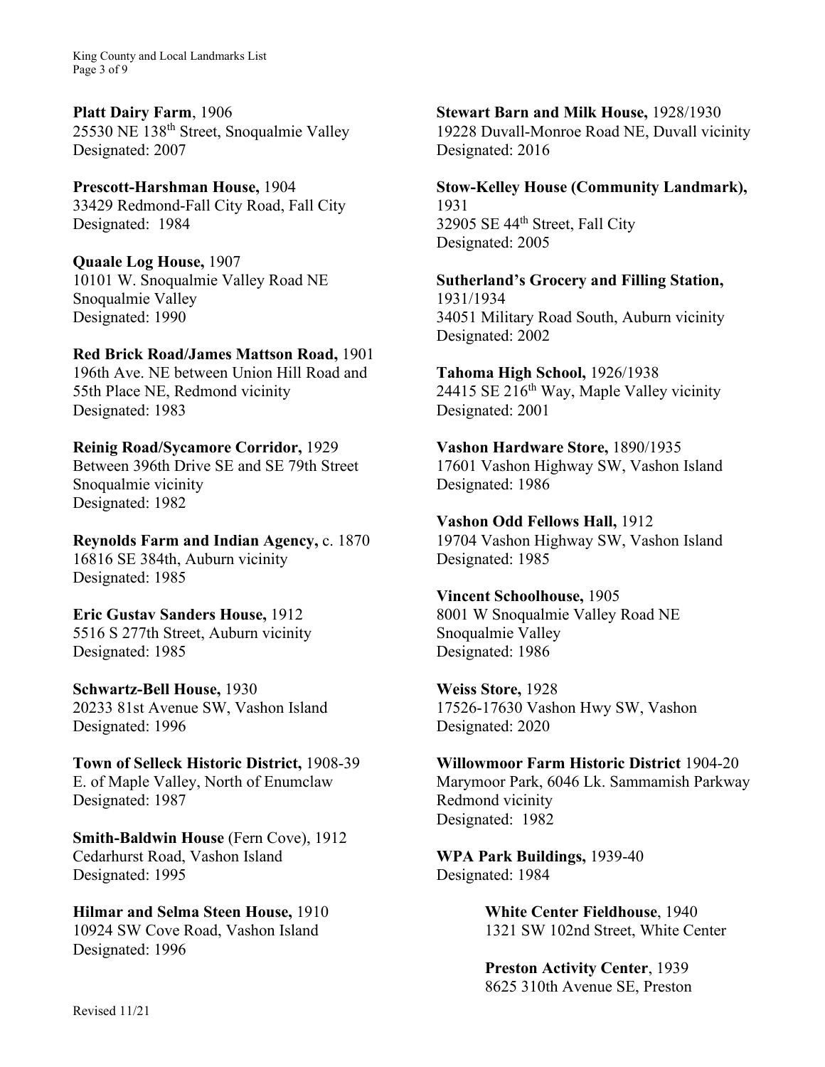**Platt Dairy Farm**, 1906
25530 NE 138th Street, Snoqualmie Valley
Designated: 2007

**Prescott-Harshman House,** 1904
33429 Redmond-Fall City Road, Fall City
Designated: 1984

**Quaale Log House,** 1907
10101 W. Snoqualmie Valley Road NE
Snoqualmie Valley
Designated: 1990

**Red Brick Road/James Mattson Road,** 1901
196th Ave. NE between Union Hill Road and 55th Place NE, Redmond vicinity
Designated: 1983

**Reinig Road/Sycamore Corridor,** 1929
Between 396th Drive SE and SE 79th Street
Snoqualmie vicinity
Designated: 1982

**Reynolds Farm and Indian Agency,** c. 1870
16816 SE 384th, Auburn vicinity
Designated: 1985

**Eric Gustav Sanders House,** 1912
5516 S 277th Street, Auburn vicinity
Designated: 1985

**Schwartz-Bell House,** 1930
20233 81st Avenue SW, Vashon Island
Designated: 1996

**Town of Selleck Historic District,** 1908-39
E. of Maple Valley, North of Enumclaw
Designated: 1987

**Smith-Baldwin House** (Fern Cove), 1912
Cedarhurst Road, Vashon Island
Designated: 1995

**Hilmar and Selma Steen House,** 1910
10924 SW Cove Road, Vashon Island
Designated: 1996

**Stewart Barn and Milk House,** 1928/1930
19228 Duvall-Monroe Road NE, Duvall vicinity
Designated: 2016

**Stow-Kelley House (Community Landmark),** 1931
32905 SE 44th Street, Fall City
Designated: 2005

**Sutherland's Grocery and Filling Station,** 1931/1934
34051 Military Road South, Auburn vicinity
Designated: 2002

**Tahoma High School,** 1926/1938
24415 SE 216th Way, Maple Valley vicinity
Designated: 2001

**Vashon Hardware Store,** 1890/1935
17601 Vashon Highway SW, Vashon Island
Designated: 1986

**Vashon Odd Fellows Hall,** 1912
19704 Vashon Highway SW, Vashon Island
Designated: 1985

**Vincent Schoolhouse,** 1905
8001 W Snoqualmie Valley Road NE
Snoqualmie Valley
Designated: 1986

**Weiss Store,** 1928
17526-17630 Vashon Hwy SW, Vashon
Designated: 2020

**Willowmoor Farm Historic District** 1904-20
Marymoor Park, 6046 Lk. Sammamish Parkway
Redmond vicinity
Designated: 1982

**WPA Park Buildings,** 1939-40
Designated: 1984

> **White Center Fieldhouse**, 1940
> 1321 SW 102nd Street, White Center
>
> **Preston Activity Center**, 1939
> 8625 310th Avenue SE, Preston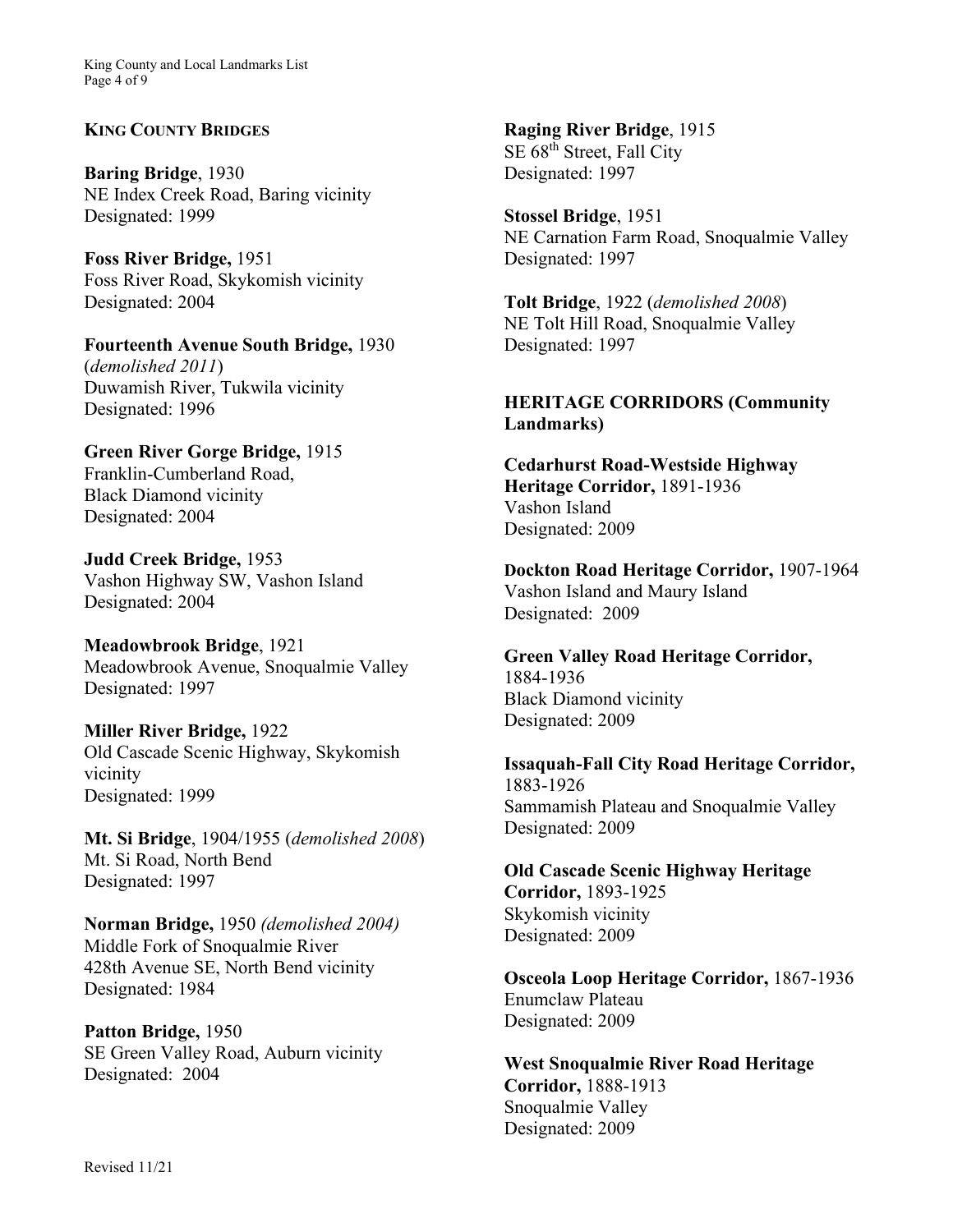## KING COUNTY BRIDGES

**Baring Bridge**, 1930
NE Index Creek Road, Baring vicinity
Designated: 1999

**Foss River Bridge,** 1951
Foss River Road, Skykomish vicinity
Designated: 2004

**Fourteenth Avenue South Bridge,** 1930 (*demolished 2011*)
Duwamish River, Tukwila vicinity
Designated: 1996

**Green River Gorge Bridge,** 1915
Franklin-Cumberland Road,
Black Diamond vicinity
Designated: 2004

**Judd Creek Bridge,** 1953
Vashon Highway SW, Vashon Island
Designated: 2004

**Meadowbrook Bridge**, 1921
Meadowbrook Avenue, Snoqualmie Valley
Designated: 1997

**Miller River Bridge,** 1922
Old Cascade Scenic Highway, Skykomish vicinity
Designated: 1999

**Mt. Si Bridge**, 1904/1955 (*demolished 2008*)
Mt. Si Road, North Bend
Designated: 1997

**Norman Bridge,** 1950 *(demolished 2004)*
Middle Fork of Snoqualmie River
428th Avenue SE, North Bend vicinity
Designated: 1984

**Patton Bridge,** 1950
SE Green Valley Road, Auburn vicinity
Designated: 2004

**Raging River Bridge**, 1915
SE 68th Street, Fall City
Designated: 1997

**Stossel Bridge**, 1951
NE Carnation Farm Road, Snoqualmie Valley
Designated: 1997

**Tolt Bridge**, 1922 (*demolished 2008*)
NE Tolt Hill Road, Snoqualmie Valley
Designated: 1997

## HERITAGE CORRIDORS (Community Landmarks)

**Cedarhurst Road-Westside Highway Heritage Corridor,** 1891-1936
Vashon Island
Designated: 2009

**Dockton Road Heritage Corridor,** 1907-1964
Vashon Island and Maury Island
Designated: 2009

**Green Valley Road Heritage Corridor,** 1884-1936
Black Diamond vicinity
Designated: 2009

**Issaquah-Fall City Road Heritage Corridor,** 1883-1926
Sammamish Plateau and Snoqualmie Valley
Designated: 2009

**Old Cascade Scenic Highway Heritage Corridor,** 1893-1925
Skykomish vicinity
Designated: 2009

**Osceola Loop Heritage Corridor,** 1867-1936
Enumclaw Plateau
Designated: 2009

**West Snoqualmie River Road Heritage Corridor,** 1888-1913
Snoqualmie Valley
Designated: 2009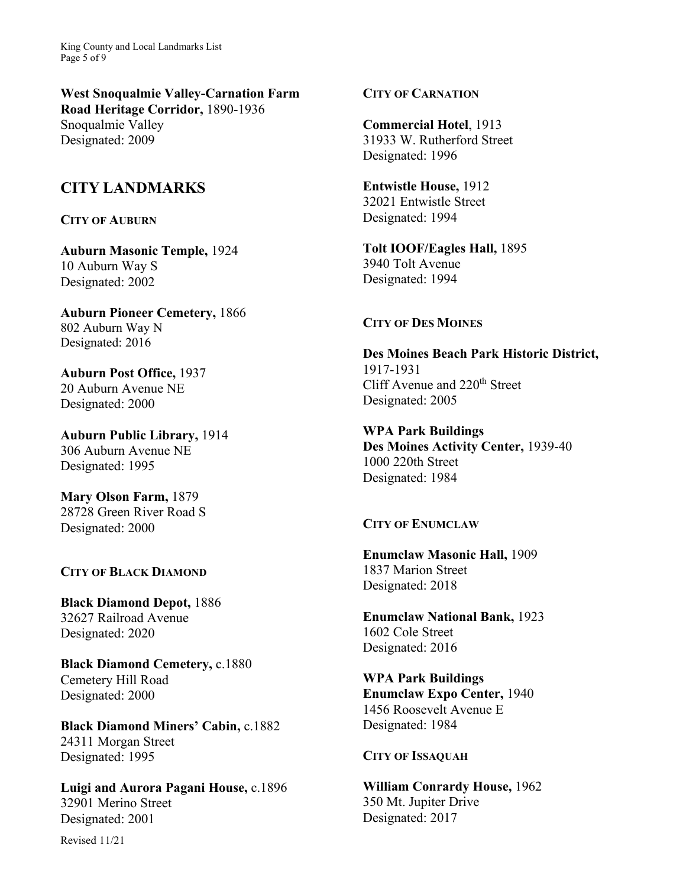**West Snoqualmie Valley-Carnation Farm Road Heritage Corridor,** 1890-1936
Snoqualmie Valley
Designated: 2009

## CITY LANDMARKS

### CITY OF AUBURN

**Auburn Masonic Temple,** 1924
10 Auburn Way S
Designated: 2002

**Auburn Pioneer Cemetery,** 1866
802 Auburn Way N
Designated: 2016

**Auburn Post Office,** 1937
20 Auburn Avenue NE
Designated: 2000

**Auburn Public Library,** 1914
306 Auburn Avenue NE
Designated: 1995

**Mary Olson Farm,** 1879
28728 Green River Road S
Designated: 2000

### CITY OF BLACK DIAMOND

**Black Diamond Depot,** 1886
32627 Railroad Avenue
Designated: 2020

**Black Diamond Cemetery,** c.1880
Cemetery Hill Road
Designated: 2000

**Black Diamond Miners' Cabin,** c.1882
24311 Morgan Street
Designated: 1995

**Luigi and Aurora Pagani House,** c.1896
32901 Merino Street
Designated: 2001

### CITY OF CARNATION

**Commercial Hotel**, 1913
31933 W. Rutherford Street
Designated: 1996

**Entwistle House,** 1912
32021 Entwistle Street
Designated: 1994

**Tolt IOOF/Eagles Hall,** 1895
3940 Tolt Avenue
Designated: 1994

### CITY OF DES MOINES

**Des Moines Beach Park Historic District,** 1917-1931
Cliff Avenue and 220th Street
Designated: 2005

**WPA Park Buildings**
**Des Moines Activity Center,** 1939-40
1000 220th Street
Designated: 1984

### CITY OF ENUMCLAW

**Enumclaw Masonic Hall,** 1909
1837 Marion Street
Designated: 2018

**Enumclaw National Bank,** 1923
1602 Cole Street
Designated: 2016

**WPA Park Buildings**
**Enumclaw Expo Center,** 1940
1456 Roosevelt Avenue E
Designated: 1984

### CITY OF ISSAQUAH

**William Conrardy House,** 1962
350 Mt. Jupiter Drive
Designated: 2017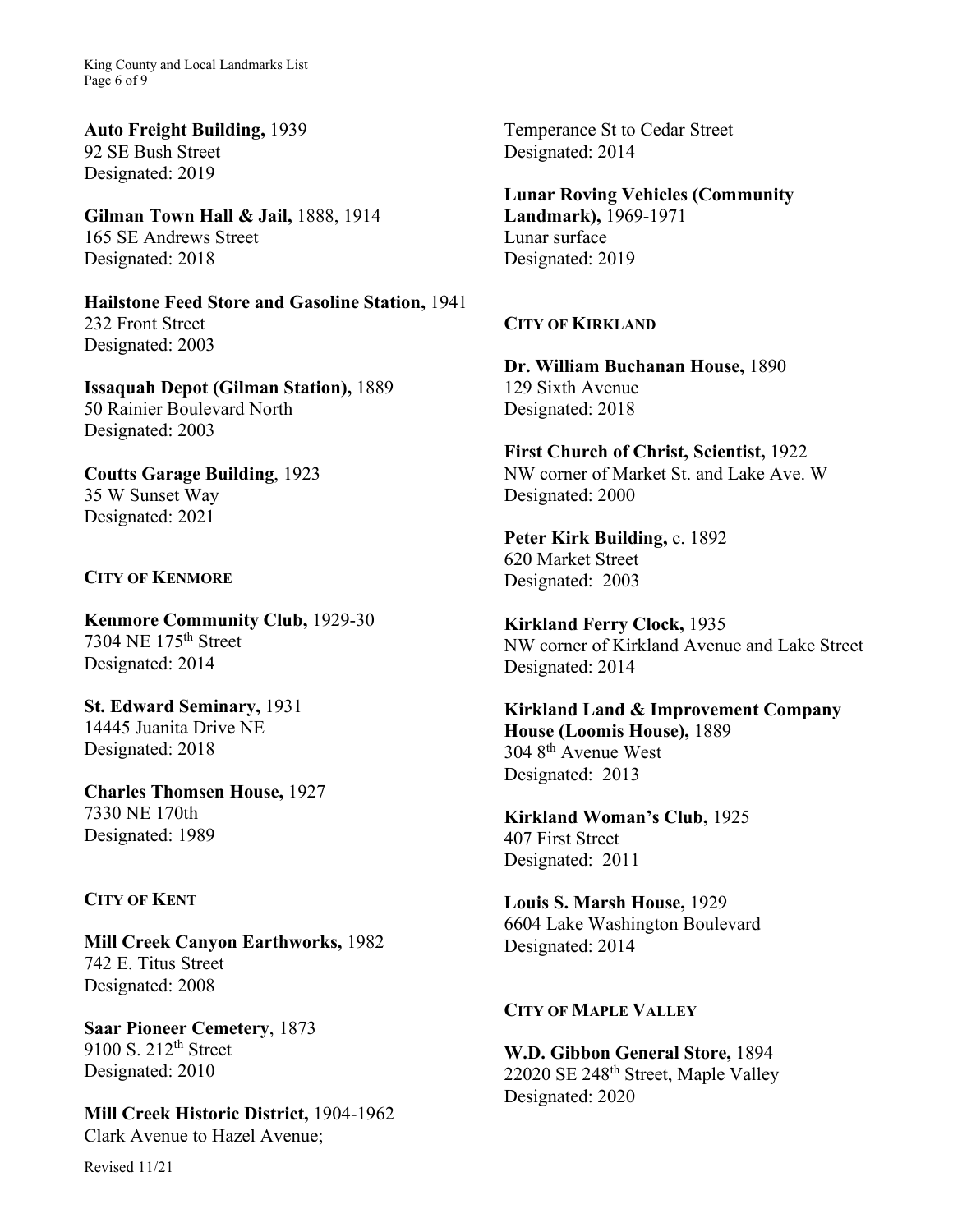**Auto Freight Building,** 1939
92 SE Bush Street
Designated: 2019

**Gilman Town Hall & Jail,** 1888, 1914
165 SE Andrews Street
Designated: 2018

**Hailstone Feed Store and Gasoline Station,** 1941
232 Front Street
Designated: 2003

**Issaquah Depot (Gilman Station),** 1889
50 Rainier Boulevard North
Designated: 2003

**Coutts Garage Building**, 1923
35 W Sunset Way
Designated: 2021

### CITY OF KENMORE

**Kenmore Community Club,** 1929-30
7304 NE 175th Street
Designated: 2014

**St. Edward Seminary,** 1931
14445 Juanita Drive NE
Designated: 2018

**Charles Thomsen House,** 1927
7330 NE 170th
Designated: 1989

### CITY OF KENT

**Mill Creek Canyon Earthworks,** 1982
742 E. Titus Street
Designated: 2008

**Saar Pioneer Cemetery**, 1873
9100 S. 212th Street
Designated: 2010

**Mill Creek Historic District,** 1904-1962
Clark Avenue to Hazel Avenue;
Temperance St to Cedar Street
Designated: 2014

**Lunar Roving Vehicles (Community Landmark),** 1969-1971
Lunar surface
Designated: 2019

### CITY OF KIRKLAND

**Dr. William Buchanan House,** 1890
129 Sixth Avenue
Designated: 2018

**First Church of Christ, Scientist,** 1922
NW corner of Market St. and Lake Ave. W
Designated: 2000

**Peter Kirk Building,** c. 1892
620 Market Street
Designated: 2003

**Kirkland Ferry Clock,** 1935
NW corner of Kirkland Avenue and Lake Street
Designated: 2014

**Kirkland Land & Improvement Company House (Loomis House),** 1889
304 8th Avenue West
Designated: 2013

**Kirkland Woman's Club,** 1925
407 First Street
Designated: 2011

**Louis S. Marsh House,** 1929
6604 Lake Washington Boulevard
Designated: 2014

### CITY OF MAPLE VALLEY

**W.D. Gibbon General Store,** 1894
22020 SE 248th Street, Maple Valley
Designated: 2020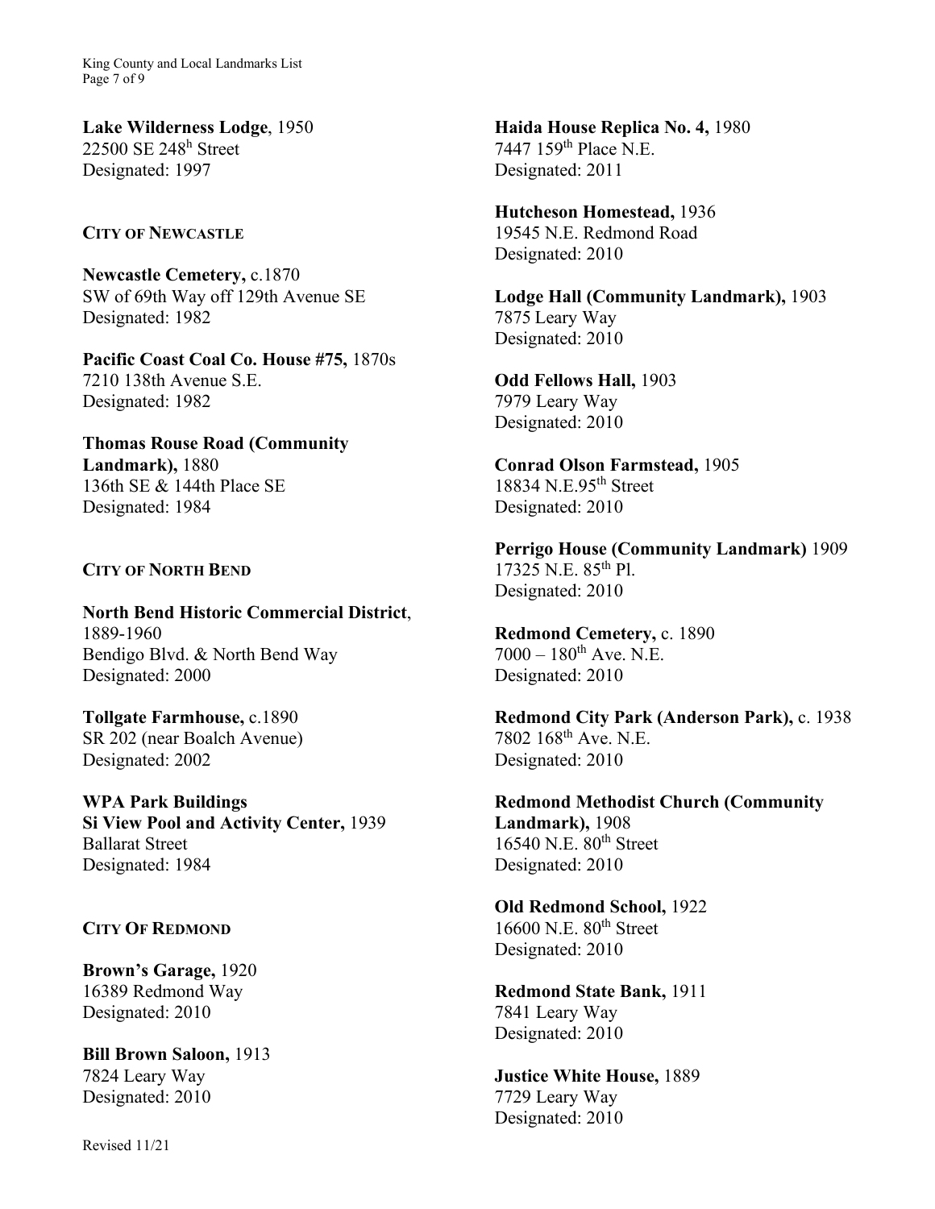**Lake Wilderness Lodge**, 1950
22500 SE 248h Street
Designated: 1997

### CITY OF NEWCASTLE

**Newcastle Cemetery,** c.1870
SW of 69th Way off 129th Avenue SE
Designated: 1982

**Pacific Coast Coal Co. House #75,** 1870s
7210 138th Avenue S.E.
Designated: 1982

**Thomas Rouse Road (Community Landmark),** 1880
136th SE & 144th Place SE
Designated: 1984

### CITY OF NORTH BEND

**North Bend Historic Commercial District**, 1889-1960
Bendigo Blvd. & North Bend Way
Designated: 2000

**Tollgate Farmhouse,** c.1890
SR 202 (near Boalch Avenue)
Designated: 2002

**WPA Park Buildings**
**Si View Pool and Activity Center,** 1939
Ballarat Street
Designated: 1984

### CITY OF REDMOND

**Brown's Garage,** 1920
16389 Redmond Way
Designated: 2010

**Bill Brown Saloon,** 1913
7824 Leary Way
Designated: 2010

**Haida House Replica No. 4,** 1980
7447 159th Place N.E.
Designated: 2011

**Hutcheson Homestead,** 1936
19545 N.E. Redmond Road
Designated: 2010

**Lodge Hall (Community Landmark),** 1903
7875 Leary Way
Designated: 2010

**Odd Fellows Hall,** 1903
7979 Leary Way
Designated: 2010

**Conrad Olson Farmstead,** 1905
18834 N.E.95th Street
Designated: 2010

**Perrigo House (Community Landmark)** 1909
17325 N.E. 85th Pl.
Designated: 2010

**Redmond Cemetery,** c. 1890
7000 – 180th Ave. N.E.
Designated: 2010

**Redmond City Park (Anderson Park),** c. 1938
7802 168th Ave. N.E.
Designated: 2010

**Redmond Methodist Church (Community Landmark),** 1908
16540 N.E. 80th Street
Designated: 2010

**Old Redmond School,** 1922
16600 N.E. 80th Street
Designated: 2010

**Redmond State Bank,** 1911
7841 Leary Way
Designated: 2010

**Justice White House,** 1889
7729 Leary Way
Designated: 2010

Revised 11/21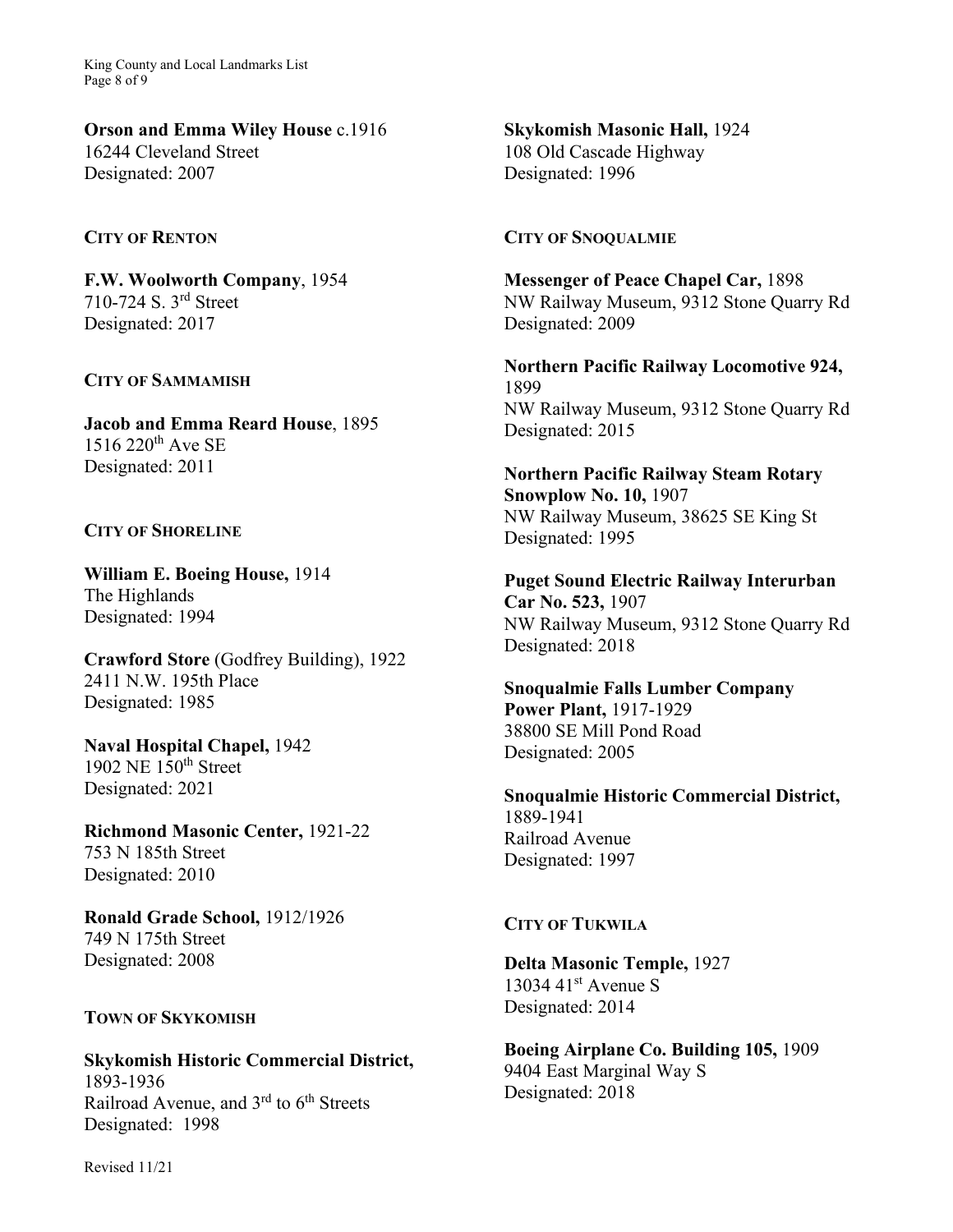**Orson and Emma Wiley House** c.1916
16244 Cleveland Street
Designated: 2007

### CITY OF RENTON

**F.W. Woolworth Company**, 1954
710-724 S. 3rd Street
Designated: 2017

### CITY OF SAMMAMISH

**Jacob and Emma Reard House**, 1895
1516 220th Ave SE
Designated: 2011

### CITY OF SHORELINE

**William E. Boeing House,** 1914
The Highlands
Designated: 1994

**Crawford Store** (Godfrey Building), 1922
2411 N.W. 195th Place
Designated: 1985

**Naval Hospital Chapel,** 1942
1902 NE 150th Street
Designated: 2021

**Richmond Masonic Center,** 1921-22
753 N 185th Street
Designated: 2010

**Ronald Grade School,** 1912/1926
749 N 175th Street
Designated: 2008

### TOWN OF SKYKOMISH

**Skykomish Historic Commercial District,** 1893-1936
Railroad Avenue, and 3rd to 6th Streets
Designated: 1998

**Skykomish Masonic Hall,** 1924
108 Old Cascade Highway
Designated: 1996

### CITY OF SNOQUALMIE

**Messenger of Peace Chapel Car,** 1898
NW Railway Museum, 9312 Stone Quarry Rd
Designated: 2009

**Northern Pacific Railway Locomotive 924,** 1899
NW Railway Museum, 9312 Stone Quarry Rd
Designated: 2015

**Northern Pacific Railway Steam Rotary Snowplow No. 10,** 1907
NW Railway Museum, 38625 SE King St
Designated: 1995

**Puget Sound Electric Railway Interurban Car No. 523,** 1907
NW Railway Museum, 9312 Stone Quarry Rd
Designated: 2018

**Snoqualmie Falls Lumber Company Power Plant,** 1917-1929
38800 SE Mill Pond Road
Designated: 2005

**Snoqualmie Historic Commercial District,** 1889-1941
Railroad Avenue
Designated: 1997

### CITY OF TUKWILA

**Delta Masonic Temple,** 1927
13034 41st Avenue S
Designated: 2014

**Boeing Airplane Co. Building 105,** 1909
9404 East Marginal Way S
Designated: 2018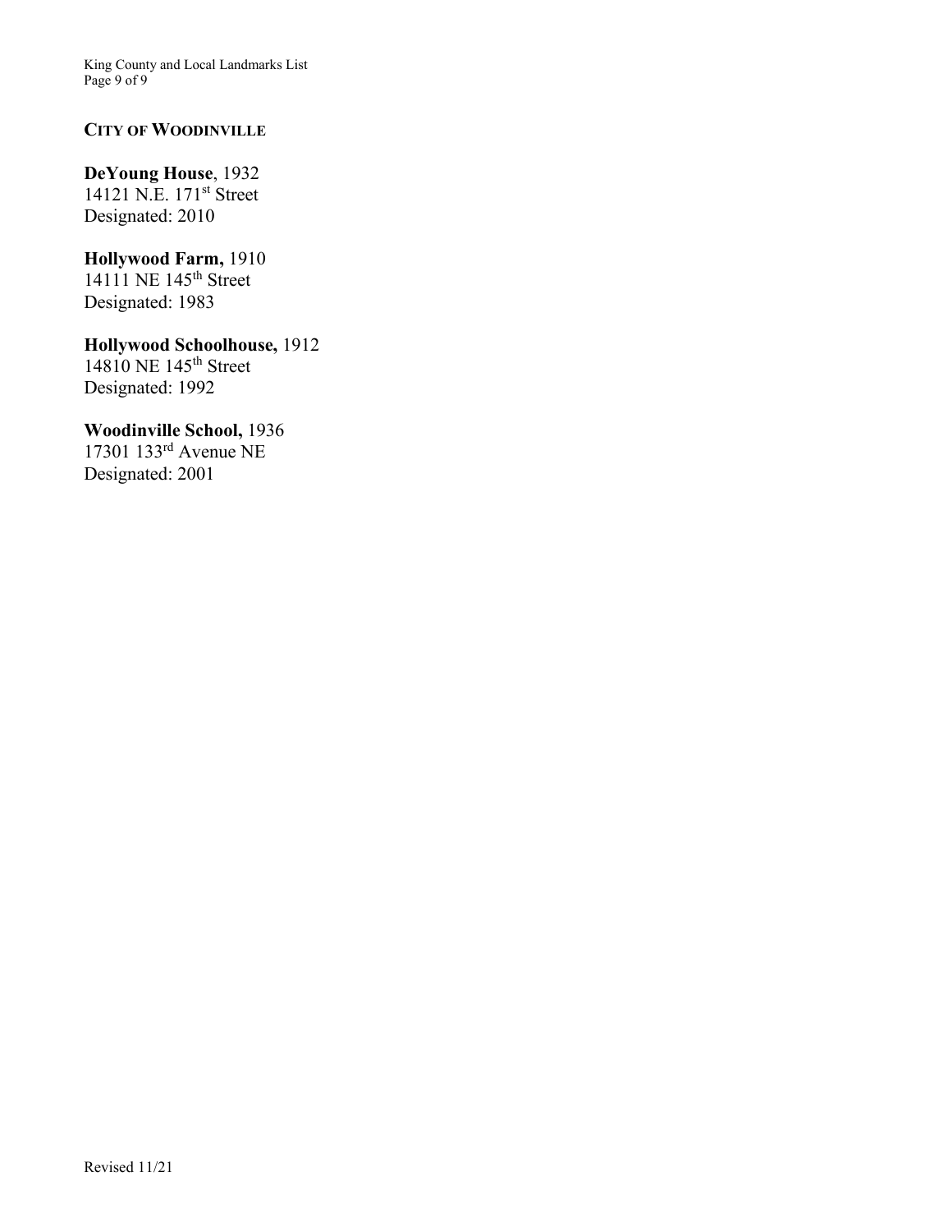## City of Woodinville

**DeYoung House**, 1932
14121 N.E. 171st Street
Designated: 2010

**Hollywood Farm,** 1910
14111 NE 145th Street
Designated: 1983

**Hollywood Schoolhouse,** 1912
14810 NE 145th Street
Designated: 1992

**Woodinville School,** 1936
17301 133rd Avenue NE
Designated: 2001

Revised 11/21